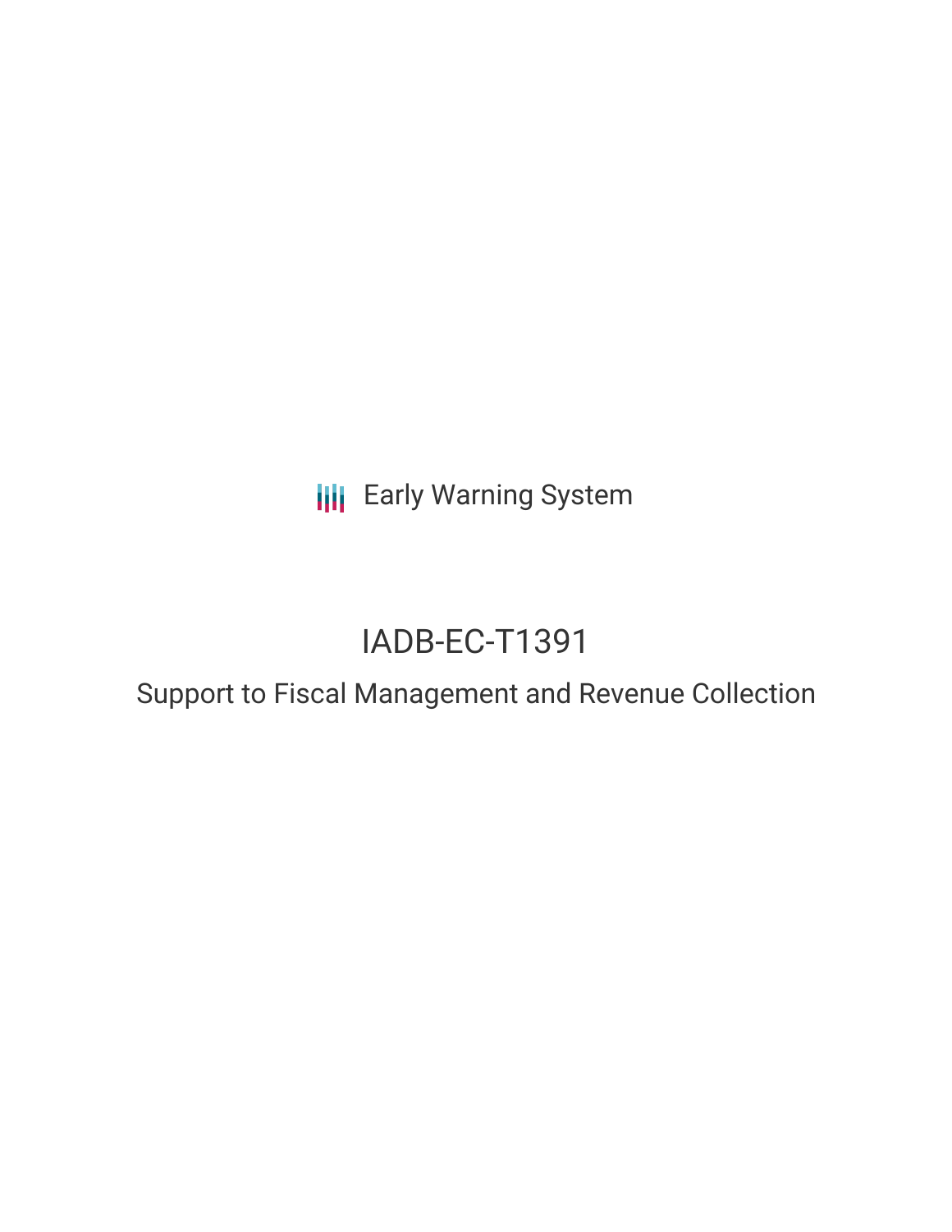Early Warning System

# IADB-EC-T1391

## Support to Fiscal Management and Revenue Collection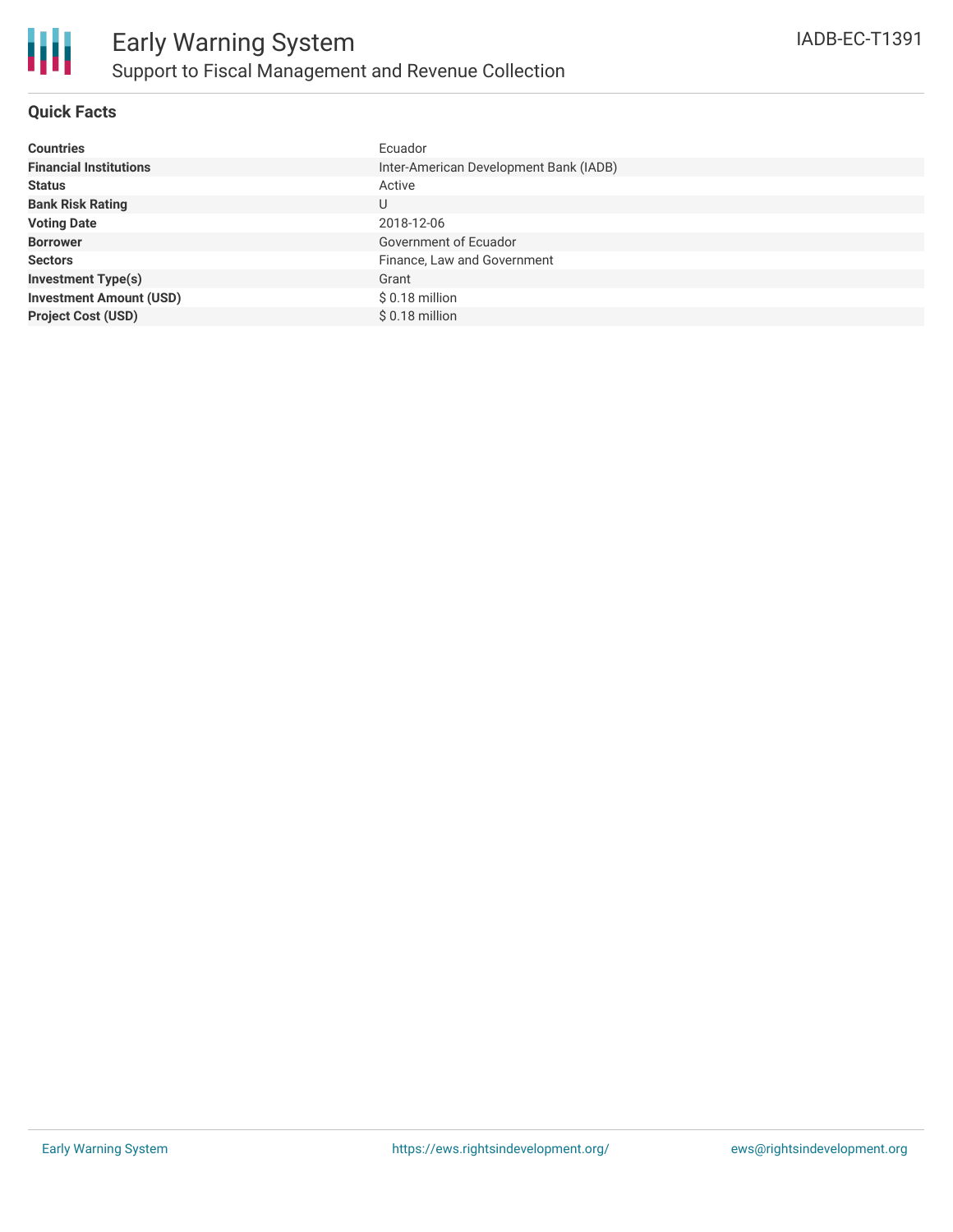# Early Warning System

## Support to Fiscal Management and Revenue Collection

IADB-EC-T1391

### Quick Facts

| | |
|---|---|
| **Countries** | Ecuador |
| **Financial Institutions** | Inter-American Development Bank (IADB) |
| **Status** | Active |
| **Bank Risk Rating** | U |
| **Voting Date** | 2018-12-06 |
| **Borrower** | Government of Ecuador |
| **Sectors** | Finance, Law and Government |
| **Investment Type(s)** | Grant |
| **Investment Amount (USD)** | $ 0.18 million |
| **Project Cost (USD)** | $ 0.18 million |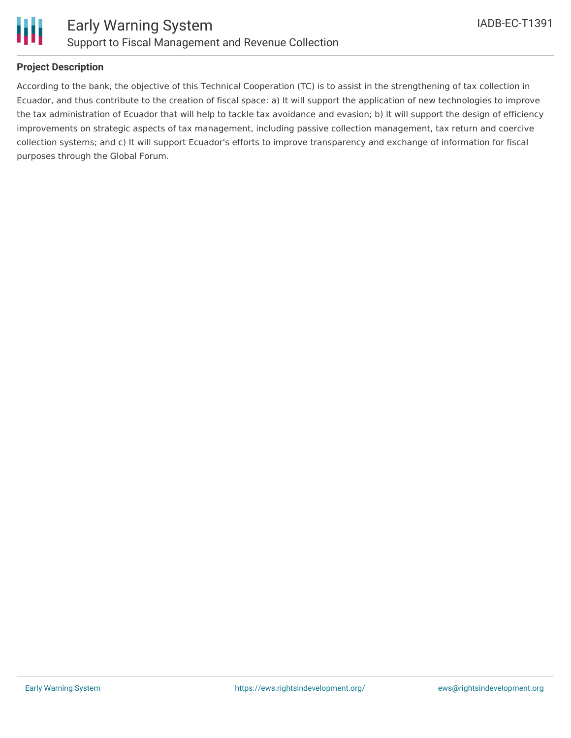## Project Description

According to the bank, the objective of this Technical Cooperation (TC) is to assist in the strengthening of tax collection in Ecuador, and thus contribute to the creation of fiscal space: a) It will support the application of new technologies to improve the tax administration of Ecuador that will help to tackle tax avoidance and evasion; b) It will support the design of efficiency improvements on strategic aspects of tax management, including passive collection management, tax return and coercive collection systems; and c) It will support Ecuador's efforts to improve transparency and exchange of information for fiscal purposes through the Global Forum.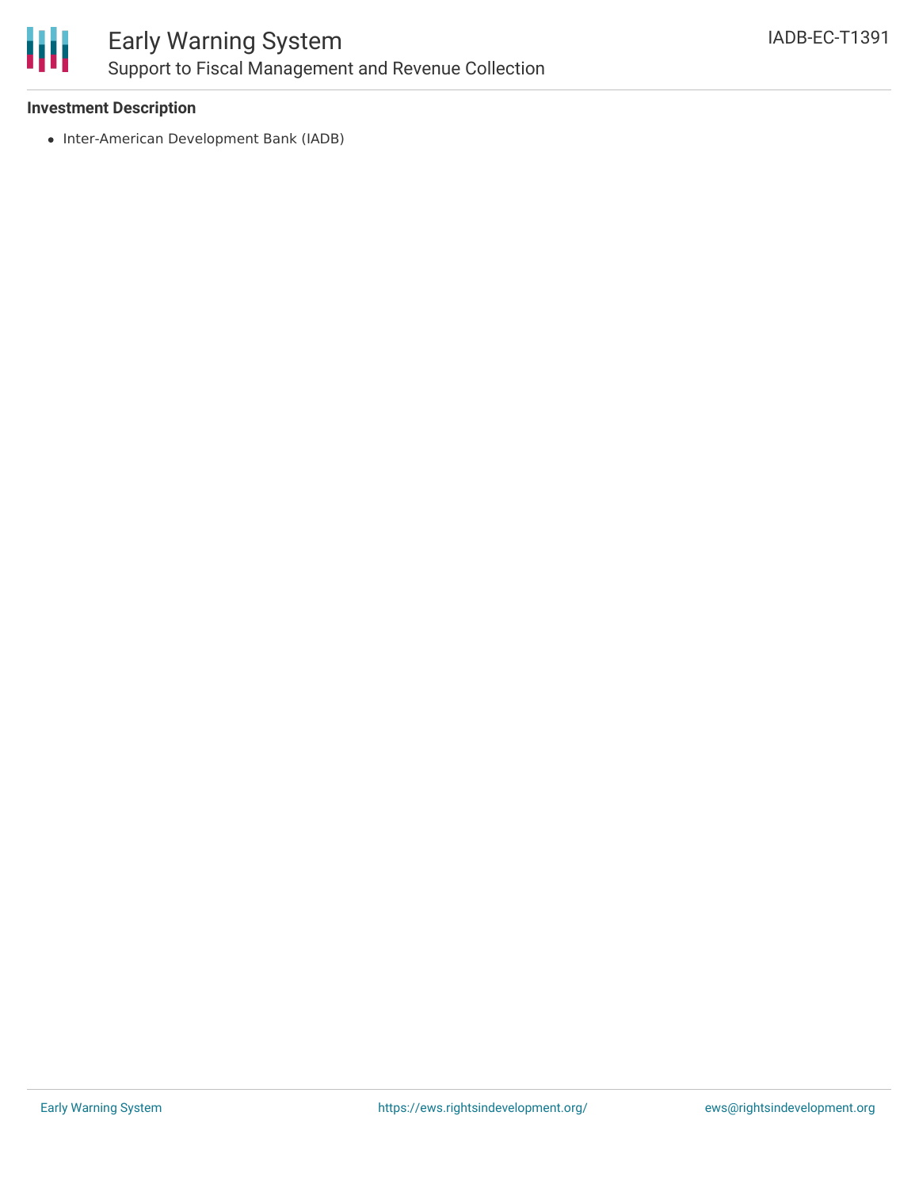### Investment Description

- Inter-American Development Bank (IADB)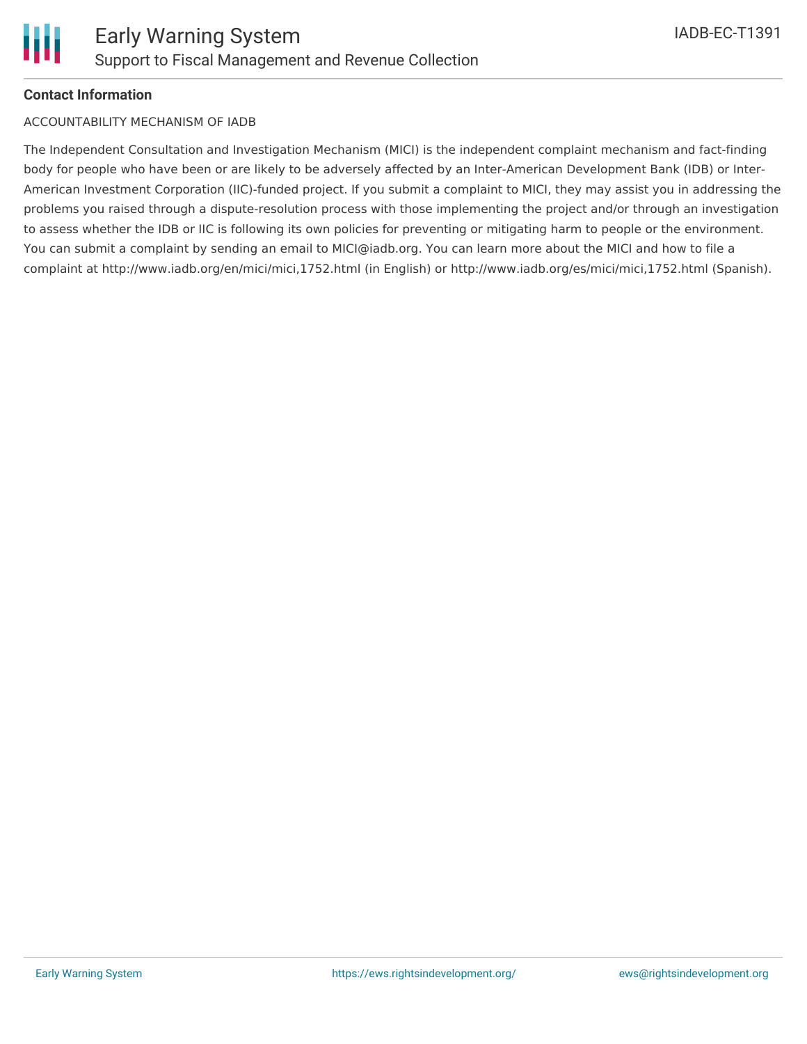**Contact Information**

ACCOUNTABILITY MECHANISM OF IADB

The Independent Consultation and Investigation Mechanism (MICI) is the independent complaint mechanism and fact-finding body for people who have been or are likely to be adversely affected by an Inter-American Development Bank (IDB) or Inter-American Investment Corporation (IIC)-funded project. If you submit a complaint to MICI, they may assist you in addressing the problems you raised through a dispute-resolution process with those implementing the project and/or through an investigation to assess whether the IDB or IIC is following its own policies for preventing or mitigating harm to people or the environment. You can submit a complaint by sending an email to MICI@iadb.org. You can learn more about the MICI and how to file a complaint at http://www.iadb.org/en/mici/mici,1752.html (in English) or http://www.iadb.org/es/mici/mici,1752.html (Spanish).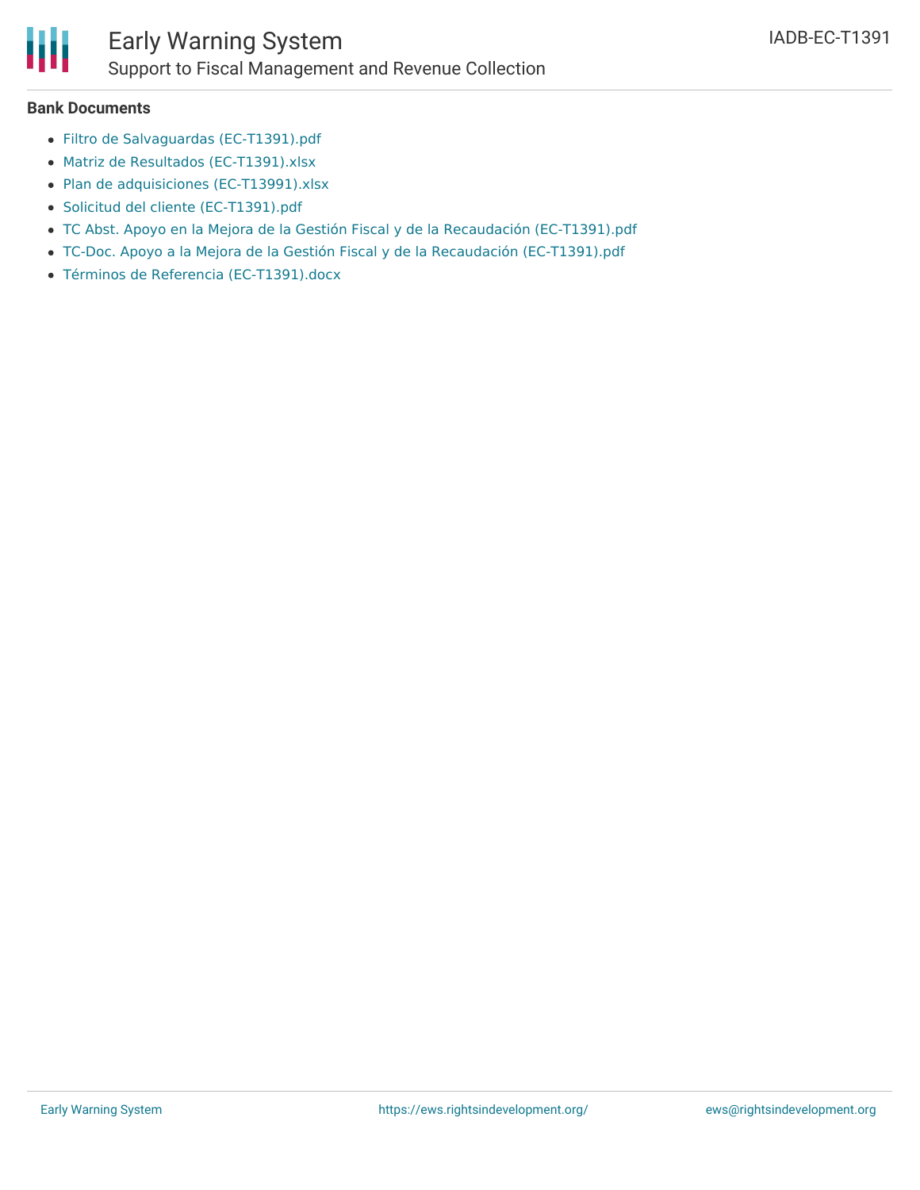**Bank Documents**

- Filtro de Salvaguardas (EC-T1391).pdf
- Matriz de Resultados (EC-T1391).xlsx
- Plan de adquisiciones (EC-T13991).xlsx
- Solicitud del cliente (EC-T1391).pdf
- TC Abst. Apoyo en la Mejora de la Gestión Fiscal y de la Recaudación (EC-T1391).pdf
- TC-Doc. Apoyo a la Mejora de la Gestión Fiscal y de la Recaudación (EC-T1391).pdf
- Términos de Referencia (EC-T1391).docx